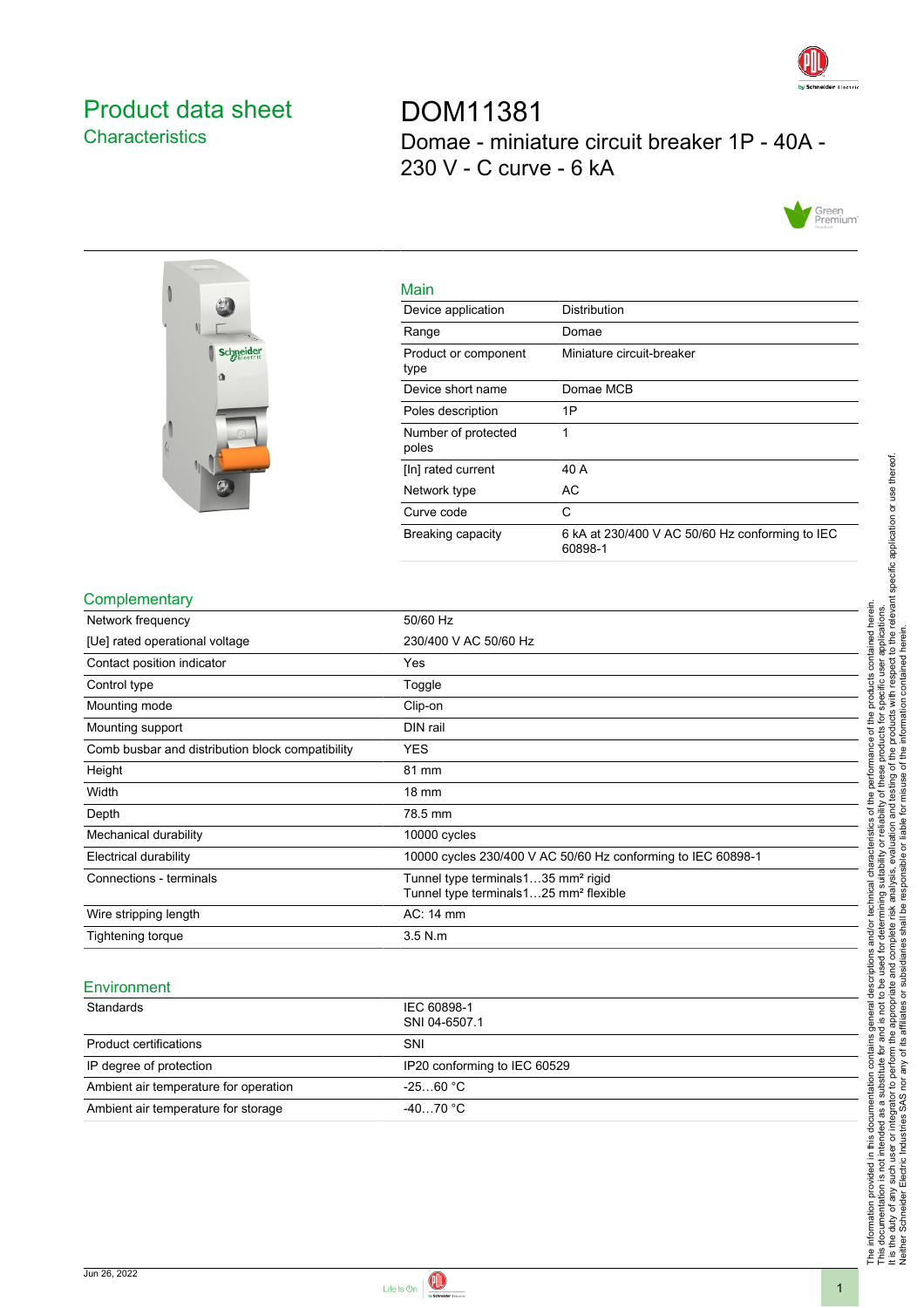# Product data sheet
## Characteristics

# DOM11381
Domae - miniature circuit breaker 1P - 40A - 230 V - C curve - 6 kA

## Main

| | |
|---|---|
| Device application | Distribution |
| Range | Domae |
| Product or component type | Miniature circuit-breaker |
| Device short name | Domae MCB |
| Poles description | 1P |
| Number of protected poles | 1 |
| [In] rated current | 40 A |
| Network type | AC |
| Curve code | C |
| Breaking capacity | 6 kA at 230/400 V AC 50/60 Hz conforming to IEC 60898-1 |

## Complementary

| | |
|---|---|
| Network frequency | 50/60 Hz |
| [Ue] rated operational voltage | 230/400 V AC 50/60 Hz |
| Contact position indicator | Yes |
| Control type | Toggle |
| Mounting mode | Clip-on |
| Mounting support | DIN rail |
| Comb busbar and distribution block compatibility | YES |
| Height | 81 mm |
| Width | 18 mm |
| Depth | 78.5 mm |
| Mechanical durability | 10000 cycles |
| Electrical durability | 10000 cycles 230/400 V AC 50/60 Hz conforming to IEC 60898-1 |
| Connections - terminals | Tunnel type terminals1…35 mm² rigid<br>Tunnel type terminals1…25 mm² flexible |
| Wire stripping length | AC: 14 mm |
| Tightening torque | 3.5 N.m |

## Environment

| | |
|---|---|
| Standards | IEC 60898-1<br>SNI 04-6507.1 |
| Product certifications | SNI |
| IP degree of protection | IP20 conforming to IEC 60529 |
| Ambient air temperature for operation | -25…60 °C |
| Ambient air temperature for storage | -40…70 °C |

The information provided in this documentation contains general descriptions and/or technical characteristics of the performance of the products contained herein.
This documentation is not intended as a substitute for and is not to be used for determining suitability or reliability of these products for specific user applications.
It is the duty of any such user or integrator to perform the appropriate and complete risk analysis, evaluation and testing of the products with respect to the relevant specific application or use thereof.
Neither Schneider Electric Industries SAS nor any of its affiliates or subsidiaries shall be responsible or liable for misuse of the information contained herein.

Jun 26, 2022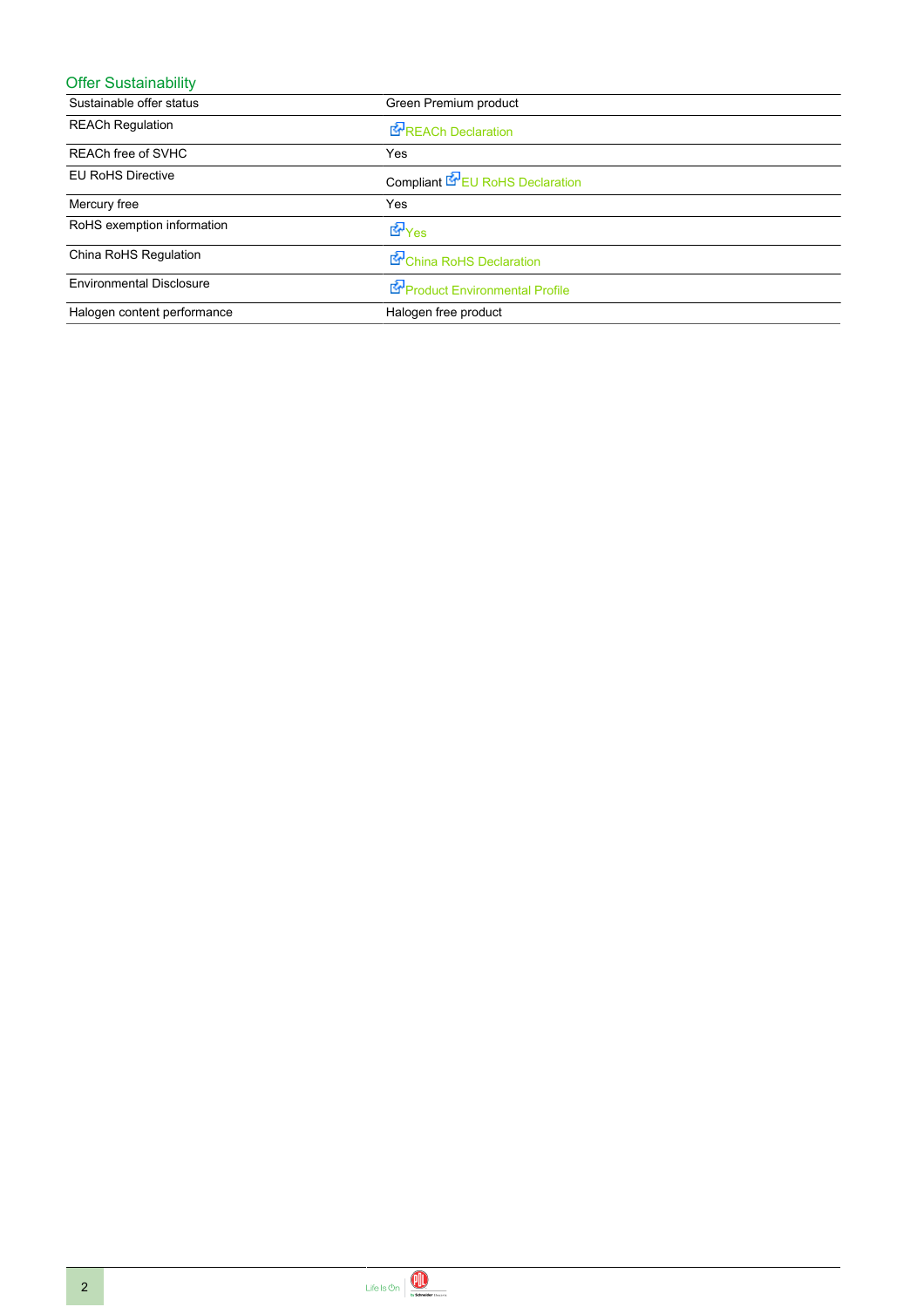## Offer Sustainability

| | |
|---|---|
| Sustainable offer status | Green Premium product |
| REACh Regulation | REACh Declaration |
| REACh free of SVHC | Yes |
| EU RoHS Directive | Compliant EU RoHS Declaration |
| Mercury free | Yes |
| RoHS exemption information | Yes |
| China RoHS Regulation | China RoHS Declaration |
| Environmental Disclosure | Product Environmental Profile |
| Halogen content performance | Halogen free product |